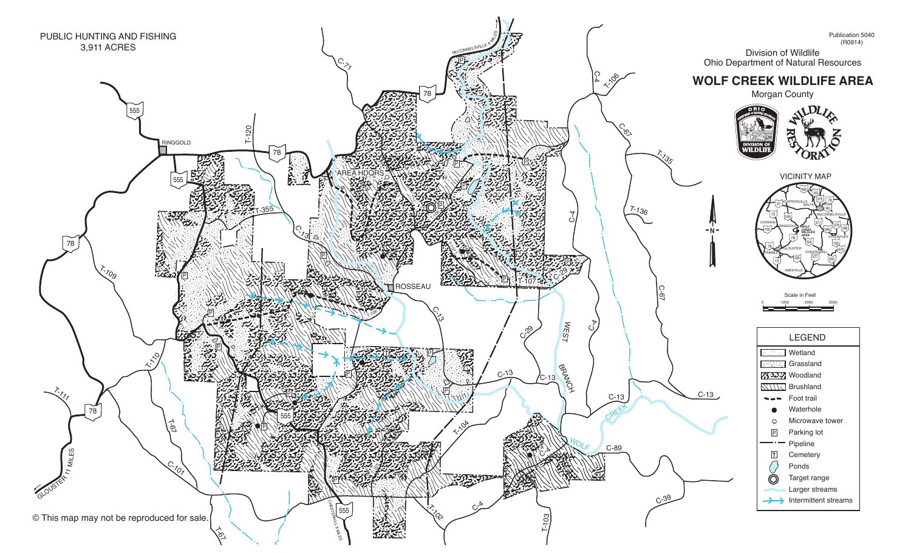PUBLIC HUNTING AND FISHING
3,911 ACRES

Publication 5040
(R0914)

Division of Wildlife
Ohio Department of Natural Resources

# WOLF CREEK WILDLIFE AREA

Morgan County

VICINITY MAP

Scale in Feet

0 1000 2000 3000

## LEGEND

- Wetland
- Grassland
- Woodland
- Brushland
- Foot trail
- Waterhole
- Microwave tower
- Parking lot
- Pipeline
- Cemetery
- Ponds
- Target range
- Larger streams
- Intermittent streams

© This map may not be reproduced for sale.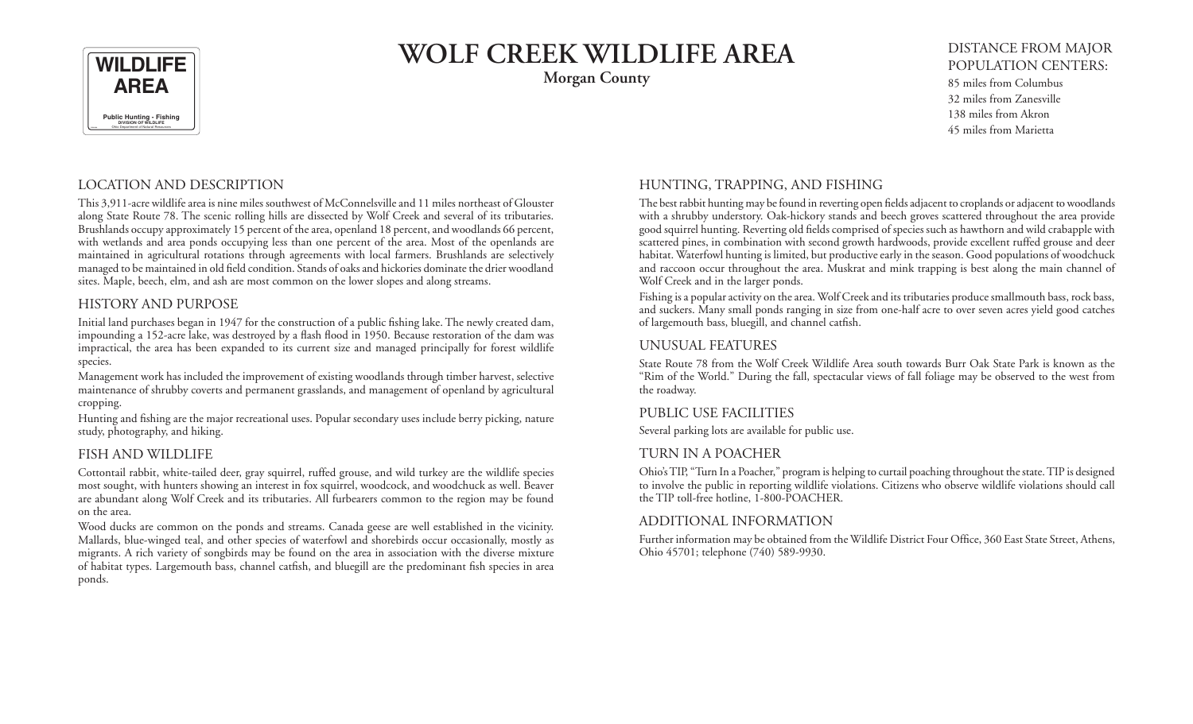WILDLIFE AREA

Public Hunting - Fishing
DIVISION OF WILDLIFE
Ohio Department of Natural Resources

# WOLF CREEK WILDLIFE AREA

**Morgan County**

DISTANCE FROM MAJOR POPULATION CENTERS:

85 miles from Columbus
32 miles from Zanesville
138 miles from Akron
45 miles from Marietta

## LOCATION AND DESCRIPTION

This 3,911-acre wildlife area is nine miles southwest of McConnelsville and 11 miles northeast of Glouster along State Route 78. The scenic rolling hills are dissected by Wolf Creek and several of its tributaries. Brushlands occupy approximately 15 percent of the area, openland 18 percent, and woodlands 66 percent, with wetlands and area ponds occupying less than one percent of the area. Most of the openlands are maintained in agricultural rotations through agreements with local farmers. Brushlands are selectively managed to be maintained in old field condition. Stands of oaks and hickories dominate the drier woodland sites. Maple, beech, elm, and ash are most common on the lower slopes and along streams.

## HISTORY AND PURPOSE

Initial land purchases began in 1947 for the construction of a public fishing lake. The newly created dam, impounding a 152-acre lake, was destroyed by a flash flood in 1950. Because restoration of the dam was impractical, the area has been expanded to its current size and managed principally for forest wildlife species.

Management work has included the improvement of existing woodlands through timber harvest, selective maintenance of shrubby coverts and permanent grasslands, and management of openland by agricultural cropping.

Hunting and fishing are the major recreational uses. Popular secondary uses include berry picking, nature study, photography, and hiking.

## FISH AND WILDLIFE

Cottontail rabbit, white-tailed deer, gray squirrel, ruffed grouse, and wild turkey are the wildlife species most sought, with hunters showing an interest in fox squirrel, woodcock, and woodchuck as well. Beaver are abundant along Wolf Creek and its tributaries. All furbearers common to the region may be found on the area.

Wood ducks are common on the ponds and streams. Canada geese are well established in the vicinity. Mallards, blue-winged teal, and other species of waterfowl and shorebirds occur occasionally, mostly as migrants. A rich variety of songbirds may be found on the area in association with the diverse mixture of habitat types. Largemouth bass, channel catfish, and bluegill are the predominant fish species in area ponds.

## HUNTING, TRAPPING, AND FISHING

The best rabbit hunting may be found in reverting open fields adjacent to croplands or adjacent to woodlands with a shrubby understory. Oak-hickory stands and beech groves scattered throughout the area provide good squirrel hunting. Reverting old fields comprised of species such as hawthorn and wild crabapple with scattered pines, in combination with second growth hardwoods, provide excellent ruffed grouse and deer habitat. Waterfowl hunting is limited, but productive early in the season. Good populations of woodchuck and raccoon occur throughout the area. Muskrat and mink trapping is best along the main channel of Wolf Creek and in the larger ponds.

Fishing is a popular activity on the area. Wolf Creek and its tributaries produce smallmouth bass, rock bass, and suckers. Many small ponds ranging in size from one-half acre to over seven acres yield good catches of largemouth bass, bluegill, and channel catfish.

## UNUSUAL FEATURES

State Route 78 from the Wolf Creek Wildlife Area south towards Burr Oak State Park is known as the "Rim of the World." During the fall, spectacular views of fall foliage may be observed to the west from the roadway.

## PUBLIC USE FACILITIES

Several parking lots are available for public use.

## TURN IN A POACHER

Ohio's TIP, "Turn In a Poacher," program is helping to curtail poaching throughout the state. TIP is designed to involve the public in reporting wildlife violations. Citizens who observe wildlife violations should call the TIP toll-free hotline, 1-800-POACHER.

## ADDITIONAL INFORMATION

Further information may be obtained from the Wildlife District Four Office, 360 East State Street, Athens, Ohio 45701; telephone (740) 589-9930.